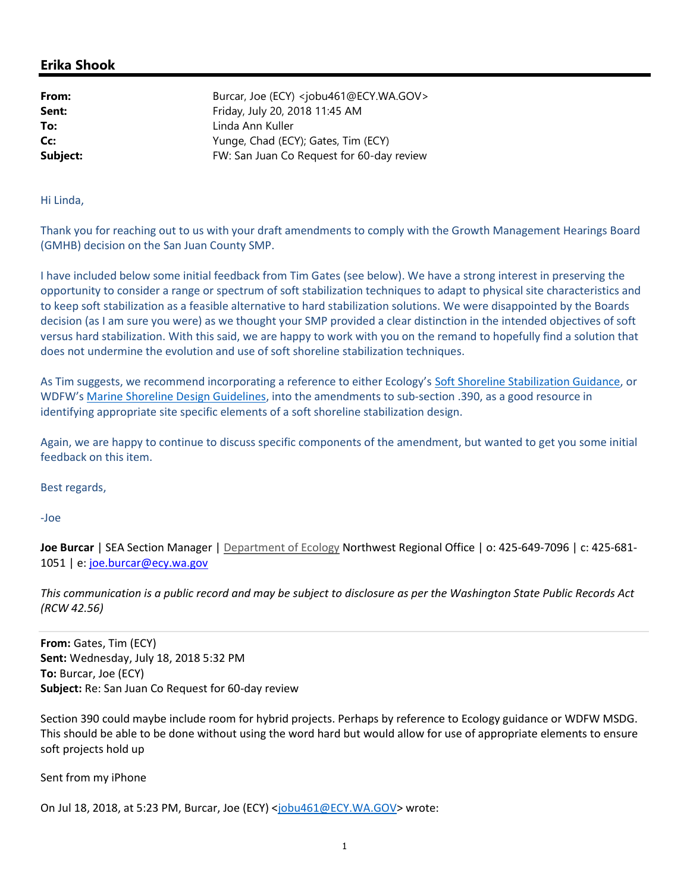## Erika Shook

| | |
|---|---|
| **From:** | Burcar, Joe (ECY) <jobu461@ECY.WA.GOV> |
| **Sent:** | Friday, July 20, 2018 11:45 AM |
| **To:** | Linda Ann Kuller |
| **Cc:** | Yunge, Chad (ECY); Gates, Tim (ECY) |
| **Subject:** | FW: San Juan Co Request for 60-day review |

Hi Linda,

Thank you for reaching out to us with your draft amendments to comply with the Growth Management Hearings Board (GMHB) decision on the San Juan County SMP.

I have included below some initial feedback from Tim Gates (see below). We have a strong interest in preserving the opportunity to consider a range or spectrum of soft stabilization techniques to adapt to physical site characteristics and to keep soft stabilization as a feasible alternative to hard stabilization solutions. We were disappointed by the Boards decision (as I am sure you were) as we thought your SMP provided a clear distinction in the intended objectives of soft versus hard stabilization. With this said, we are happy to work with you on the remand to hopefully find a solution that does not undermine the evolution and use of soft shoreline stabilization techniques.

As Tim suggests, we recommend incorporating a reference to either Ecology's Soft Shoreline Stabilization Guidance, or WDFW's Marine Shoreline Design Guidelines, into the amendments to sub-section .390, as a good resource in identifying appropriate site specific elements of a soft shoreline stabilization design.

Again, we are happy to continue to discuss specific components of the amendment, but wanted to get you some initial feedback on this item.

Best regards,

-Joe

**Joe Burcar** | SEA Section Manager | Department of Ecology Northwest Regional Office | o: 425-649-7096 | c: 425-681-1051 | e: joe.burcar@ecy.wa.gov

*This communication is a public record and may be subject to disclosure as per the Washington State Public Records Act (RCW 42.56)*

---

**From:** Gates, Tim (ECY)
**Sent:** Wednesday, July 18, 2018 5:32 PM
**To:** Burcar, Joe (ECY)
**Subject:** Re: San Juan Co Request for 60-day review

Section 390 could maybe include room for hybrid projects. Perhaps by reference to Ecology guidance or WDFW MSDG. This should be able to be done without using the word hard but would allow for use of appropriate elements to ensure soft projects hold up

Sent from my iPhone

On Jul 18, 2018, at 5:23 PM, Burcar, Joe (ECY) <jobu461@ECY.WA.GOV> wrote: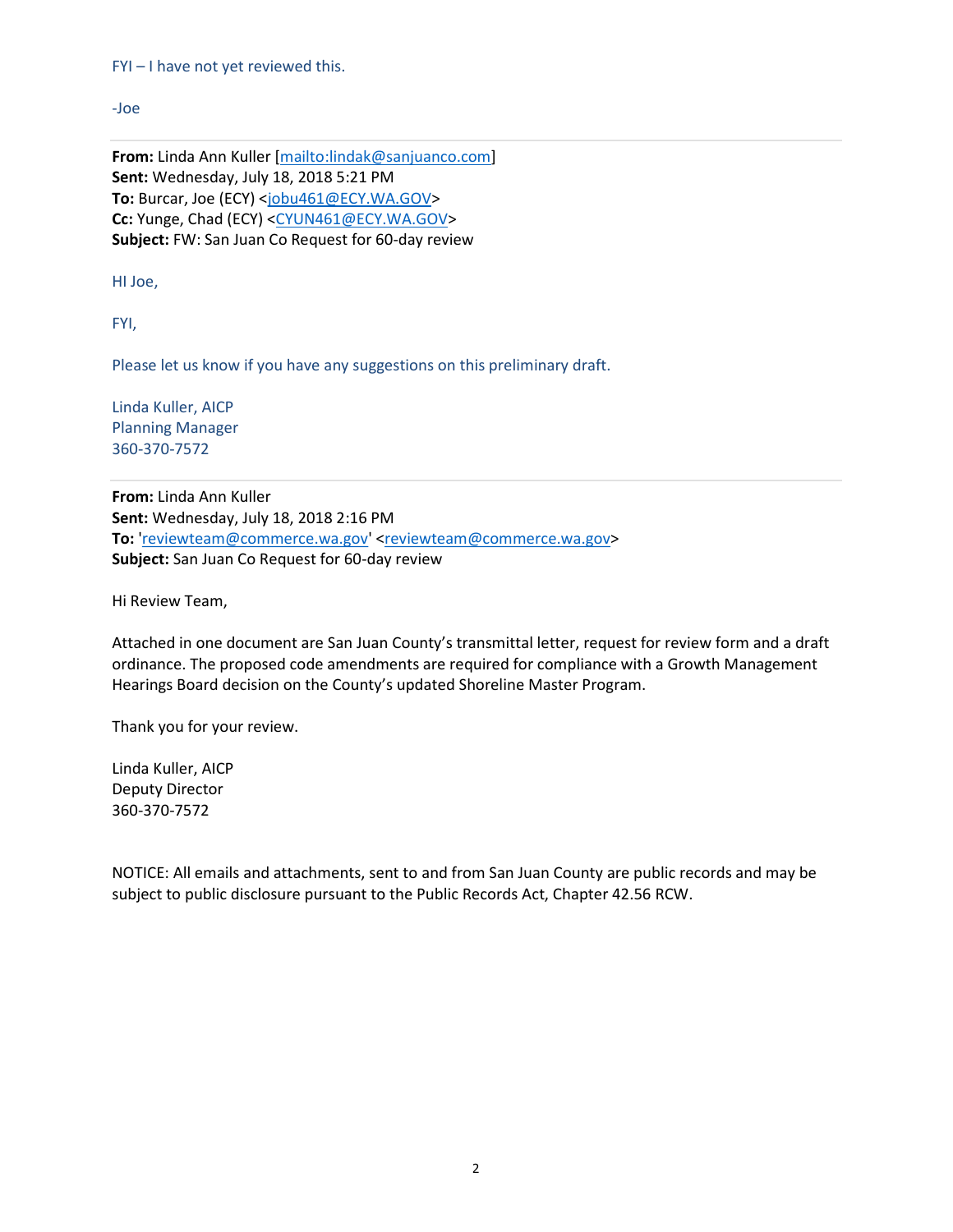FYI – I have not yet reviewed this.

-Joe

---

**From:** Linda Ann Kuller [mailto:lindak@sanjuanco.com]
**Sent:** Wednesday, July 18, 2018 5:21 PM
**To:** Burcar, Joe (ECY) <jobu461@ECY.WA.GOV>
**Cc:** Yunge, Chad (ECY) <CYUN461@ECY.WA.GOV>
**Subject:** FW: San Juan Co Request for 60-day review

HI Joe,

FYI,

Please let us know if you have any suggestions on this preliminary draft.

Linda Kuller, AICP
Planning Manager
360-370-7572

---

**From:** Linda Ann Kuller
**Sent:** Wednesday, July 18, 2018 2:16 PM
**To:** 'reviewteam@commerce.wa.gov' <reviewteam@commerce.wa.gov>
**Subject:** San Juan Co Request for 60-day review

Hi Review Team,

Attached in one document are San Juan County's transmittal letter, request for review form and a draft ordinance. The proposed code amendments are required for compliance with a Growth Management Hearings Board decision on the County's updated Shoreline Master Program.

Thank you for your review.

Linda Kuller, AICP
Deputy Director
360-370-7572

NOTICE: All emails and attachments, sent to and from San Juan County are public records and may be subject to public disclosure pursuant to the Public Records Act, Chapter 42.56 RCW.